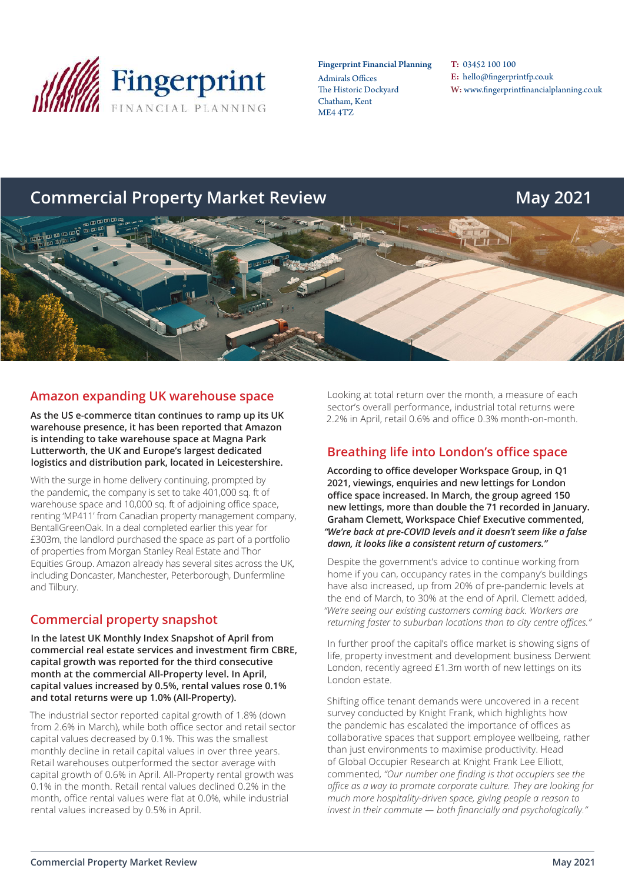Fingerprint Financial Planning

**Fingerprint Financial Planning**
Admirals Offices
The Historic Dockyard
Chatham, Kent
ME4 4TZ

**T:** 03452 100 100
**E:** hello@fingerprintfp.co.uk
**W:** www.fingerprintfinancialplanning.co.uk

# Commercial Property Market Review

May 2021

## Amazon expanding UK warehouse space

**As the US e-commerce titan continues to ramp up its UK warehouse presence, it has been reported that Amazon is intending to take warehouse space at Magna Park Lutterworth, the UK and Europe's largest dedicated logistics and distribution park, located in Leicestershire.**

With the surge in home delivery continuing, prompted by the pandemic, the company is set to take 401,000 sq. ft of warehouse space and 10,000 sq. ft of adjoining office space, renting 'MP411' from Canadian property management company, BentallGreenOak. In a deal completed earlier this year for £303m, the landlord purchased the space as part of a portfolio of properties from Morgan Stanley Real Estate and Thor Equities Group. Amazon already has several sites across the UK, including Doncaster, Manchester, Peterborough, Dunfermline and Tilbury.

## Commercial property snapshot

**In the latest UK Monthly Index Snapshot of April from commercial real estate services and investment firm CBRE, capital growth was reported for the third consecutive month at the commercial All-Property level. In April, capital values increased by 0.5%, rental values rose 0.1% and total returns were up 1.0% (All-Property).**

The industrial sector reported capital growth of 1.8% (down from 2.6% in March), while both office sector and retail sector capital values decreased by 0.1%. This was the smallest monthly decline in retail capital values in over three years. Retail warehouses outperformed the sector average with capital growth of 0.6% in April. All-Property rental growth was 0.1% in the month. Retail rental values declined 0.2% in the month, office rental values were flat at 0.0%, while industrial rental values increased by 0.5% in April.

Looking at total return over the month, a measure of each sector's overall performance, industrial total returns were 2.2% in April, retail 0.6% and office 0.3% month-on-month.

## Breathing life into London's office space

**According to office developer Workspace Group, in Q1 2021, viewings, enquiries and new lettings for London office space increased. In March, the group agreed 150 new lettings, more than double the 71 recorded in January. Graham Clemett, Workspace Chief Executive commented, *"We're back at pre-COVID levels and it doesn't seem like a false dawn, it looks like a consistent return of customers."***

Despite the government's advice to continue working from home if you can, occupancy rates in the company's buildings have also increased, up from 20% of pre-pandemic levels at the end of March, to 30% at the end of April. Clemett added, *"We're seeing our existing customers coming back. Workers are returning faster to suburban locations than to city centre offices."*

In further proof the capital's office market is showing signs of life, property investment and development business Derwent London, recently agreed £1.3m worth of new lettings on its London estate.

Shifting office tenant demands were uncovered in a recent survey conducted by Knight Frank, which highlights how the pandemic has escalated the importance of offices as collaborative spaces that support employee wellbeing, rather than just environments to maximise productivity. Head of Global Occupier Research at Knight Frank Lee Elliott, commented, *"Our number one finding is that occupiers see the office as a way to promote corporate culture. They are looking for much more hospitality-driven space, giving people a reason to invest in their commute — both financially and psychologically."*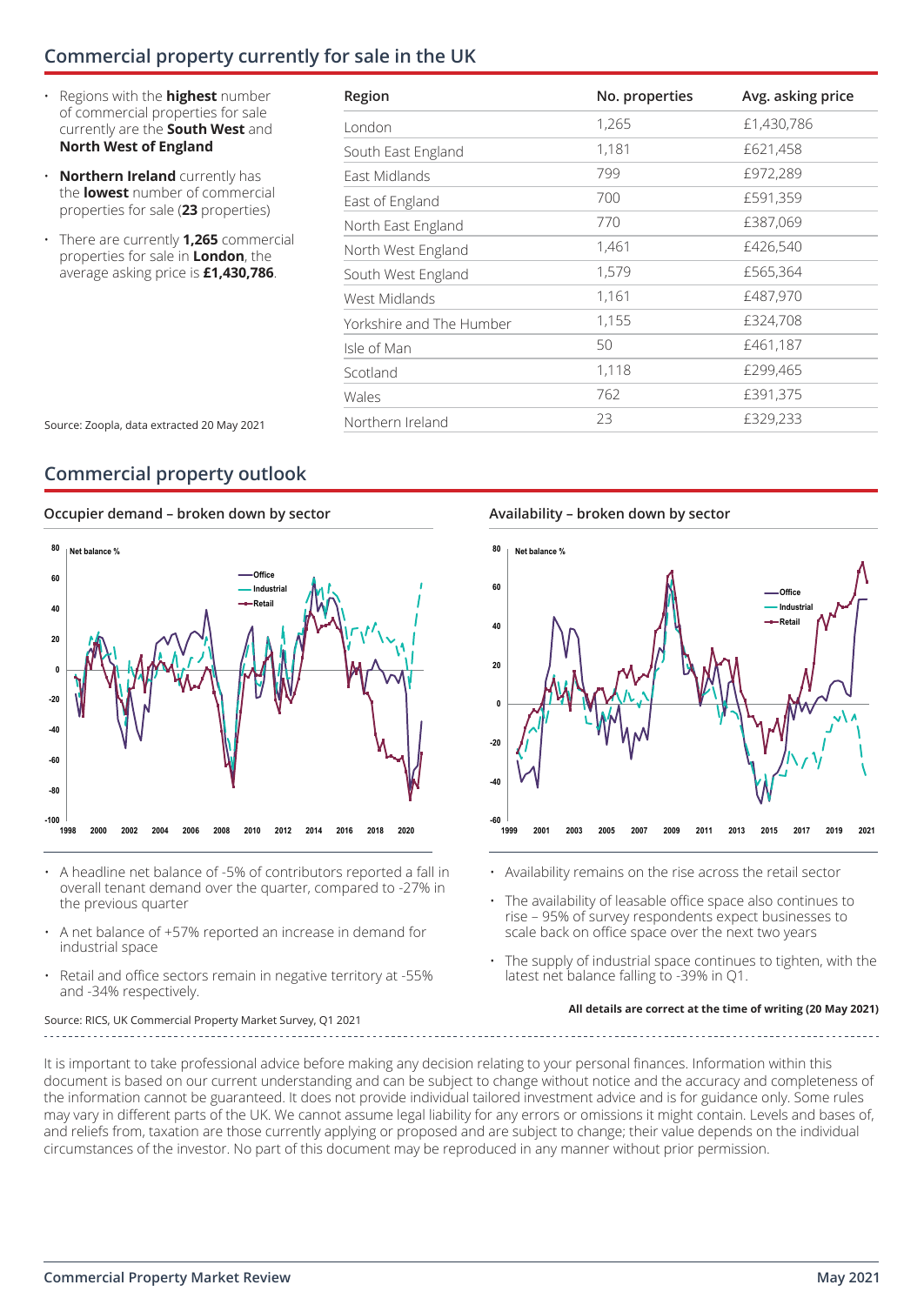## Commercial property currently for sale in the UK

- Regions with the **highest** number of commercial properties for sale currently are the **South West** and **North West of England**
- **Northern Ireland** currently has the **lowest** number of commercial properties for sale (**23** properties)
- There are currently **1,265** commercial properties for sale in **London**, the average asking price is **£1,430,786**.

Source: Zoopla, data extracted 20 May 2021

| Region | No. properties | Avg. asking price |
|---|---|---|
| London | 1,265 | £1,430,786 |
| South East England | 1,181 | £621,458 |
| East Midlands | 799 | £972,289 |
| East of England | 700 | £591,359 |
| North East England | 770 | £387,069 |
| North West England | 1,461 | £426,540 |
| South West England | 1,579 | £565,364 |
| West Midlands | 1,161 | £487,970 |
| Yorkshire and The Humber | 1,155 | £324,708 |
| Isle of Man | 50 | £461,187 |
| Scotland | 1,118 | £299,465 |
| Wales | 762 | £391,375 |
| Northern Ireland | 23 | £329,233 |

## Commercial property outlook

### Occupier demand – broken down by sector

Net balance %
80
60
40
20
0
-20
-40
-60
-80
-100
1998 2000 2002 2004 2006 2008 2010 2012 2014 2016 2018 2020
Office
Industrial
Retail

- A headline net balance of -5% of contributors reported a fall in overall tenant demand over the quarter, compared to -27% in the previous quarter
- A net balance of +57% reported an increase in demand for industrial space
- Retail and office sectors remain in negative territory at -55% and -34% respectively.

Source: RICS, UK Commercial Property Market Survey, Q1 2021

### Availability – broken down by sector

Net balance %
80
60
40
20
0
-20
-40
-60
1999 2001 2003 2005 2007 2009 2011 2013 2015 2017 2019 2021
Office
Industrial
Retail

- Availability remains on the rise across the retail sector
- The availability of leasable office space also continues to rise – 95% of survey respondents expect businesses to scale back on office space over the next two years
- The supply of industrial space continues to tighten, with the latest net balance falling to -39% in Q1.

**All details are correct at the time of writing (20 May 2021)**

It is important to take professional advice before making any decision relating to your personal finances. Information within this document is based on our current understanding and can be subject to change without notice and the accuracy and completeness of the information cannot be guaranteed. It does not provide individual tailored investment advice and is for guidance only. Some rules may vary in different parts of the UK. We cannot assume legal liability for any errors or omissions it might contain. Levels and bases of, and reliefs from, taxation are those currently applying or proposed and are subject to change; their value depends on the individual circumstances of the investor. No part of this document may be reproduced in any manner without prior permission.